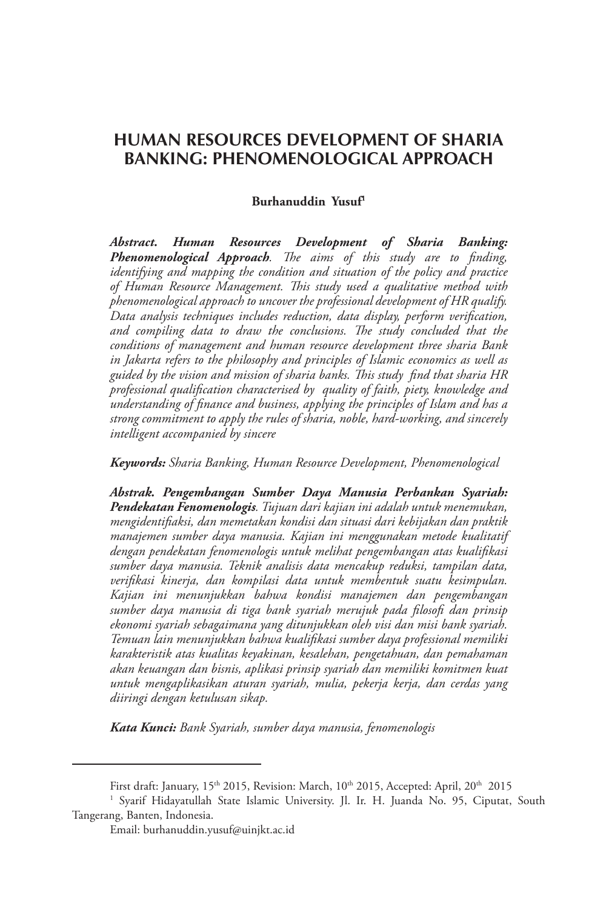# HUMAN RESOURCES DEVELOPMENT OF SHARIA BANKING: PHENOMENOLOGICAL APPROACH

**Burhanuddin Yusuf**[1]

***Abstract. Human Resources Development of Sharia Banking: Phenomenological Approach****. The aims of this study are to finding, identifying and mapping the condition and situation of the policy and practice of Human Resource Management. This study used a qualitative method with phenomenological approach to uncover the professional development of HR qualify. Data analysis techniques includes reduction, data display, perform verification, and compiling data to draw the conclusions. The study concluded that the conditions of management and human resource development three sharia Bank in Jakarta refers to the philosophy and principles of Islamic economics as well as guided by the vision and mission of sharia banks. This study find that sharia HR professional qualification characterised by quality of faith, piety, knowledge and understanding of finance and business, applying the principles of Islam and has a strong commitment to apply the rules of sharia, noble, hard-working, and sincerely intelligent accompanied by sincere*

***Keywords:*** *Sharia Banking, Human Resource Development, Phenomenological*

***Abstrak. Pengembangan Sumber Daya Manusia Perbankan Syariah: Pendekatan Fenomenologis****. Tujuan dari kajian ini adalah untuk menemukan, mengidentifiaksi, dan memetakan kondisi dan situasi dari kebijakan dan praktik manajemen sumber daya manusia. Kajian ini menggunakan metode kualitatif dengan pendekatan fenomenologis untuk melihat pengembangan atas kualifikasi sumber daya manusia. Teknik analisis data mencakup reduksi, tampilan data, verifikasi kinerja, dan kompilasi data untuk membentuk suatu kesimpulan. Kajian ini menunjukkan bahwa kondisi manajemen dan pengembangan sumber daya manusia di tiga bank syariah merujuk pada filosofi dan prinsip ekonomi syariah sebagaimana yang ditunjukkan oleh visi dan misi bank syariah. Temuan lain menunjukkan bahwa kualifikasi sumber daya professional memiliki karakteristik atas kualitas keyakinan, kesalehan, pengetahuan, dan pemahaman akan keuangan dan bisnis, aplikasi prinsip syariah dan memiliki komitmen kuat untuk mengaplikasikan aturan syariah, mulia, pekerja kerja, dan cerdas yang diiringi dengan ketulusan sikap.*

***Kata Kunci:*** *Bank Syariah, sumber daya manusia, fenomenologis*

---

First draft: January, 15th 2015, Revision: March, 10th 2015, Accepted: April, 20th 2015

[1] Syarif Hidayatullah State Islamic University. Jl. Ir. H. Juanda No. 95, Ciputat, South Tangerang, Banten, Indonesia.

Email: burhanuddin.yusuf@uinjkt.ac.id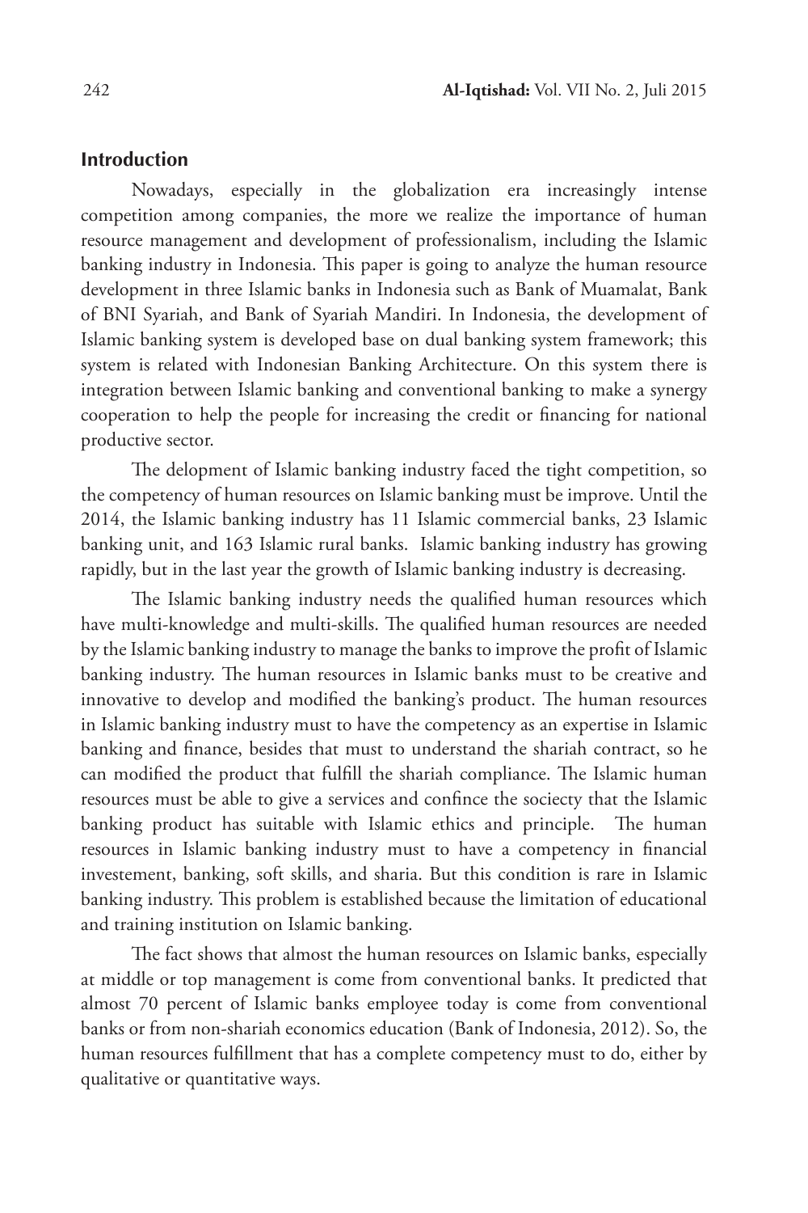## Introduction

Nowadays, especially in the globalization era increasingly intense competition among companies, the more we realize the importance of human resource management and development of professionalism, including the Islamic banking industry in Indonesia. This paper is going to analyze the human resource development in three Islamic banks in Indonesia such as Bank of Muamalat, Bank of BNI Syariah, and Bank of Syariah Mandiri. In Indonesia, the development of Islamic banking system is developed base on dual banking system framework; this system is related with Indonesian Banking Architecture. On this system there is integration between Islamic banking and conventional banking to make a synergy cooperation to help the people for increasing the credit or financing for national productive sector.

The delopment of Islamic banking industry faced the tight competition, so the competency of human resources on Islamic banking must be improve. Until the 2014, the Islamic banking industry has 11 Islamic commercial banks, 23 Islamic banking unit, and 163 Islamic rural banks. Islamic banking industry has growing rapidly, but in the last year the growth of Islamic banking industry is decreasing.

The Islamic banking industry needs the qualified human resources which have multi-knowledge and multi-skills. The qualified human resources are needed by the Islamic banking industry to manage the banks to improve the profit of Islamic banking industry. The human resources in Islamic banks must to be creative and innovative to develop and modified the banking's product. The human resources in Islamic banking industry must to have the competency as an expertise in Islamic banking and finance, besides that must to understand the shariah contract, so he can modified the product that fulfill the shariah compliance. The Islamic human resources must be able to give a services and confince the sociecty that the Islamic banking product has suitable with Islamic ethics and principle. The human resources in Islamic banking industry must to have a competency in financial investement, banking, soft skills, and sharia. But this condition is rare in Islamic banking industry. This problem is established because the limitation of educational and training institution on Islamic banking.

The fact shows that almost the human resources on Islamic banks, especially at middle or top management is come from conventional banks. It predicted that almost 70 percent of Islamic banks employee today is come from conventional banks or from non-shariah economics education (Bank of Indonesia, 2012). So, the human resources fulfillment that has a complete competency must to do, either by qualitative or quantitative ways.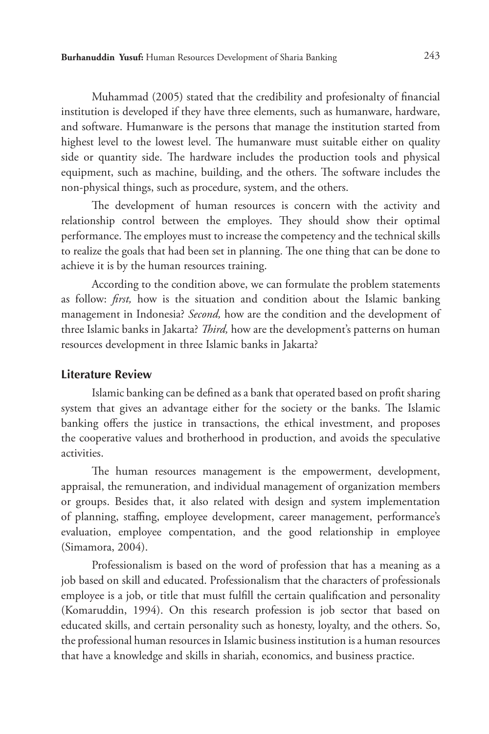Muhammad (2005) stated that the credibility and profesionalty of financial institution is developed if they have three elements, such as humanware, hardware, and software. Humanware is the persons that manage the institution started from highest level to the lowest level. The humanware must suitable either on quality side or quantity side. The hardware includes the production tools and physical equipment, such as machine, building, and the others. The software includes the non-physical things, such as procedure, system, and the others.

The development of human resources is concern with the activity and relationship control between the employes. They should show their optimal performance. The employes must to increase the competency and the technical skills to realize the goals that had been set in planning. The one thing that can be done to achieve it is by the human resources training.

According to the condition above, we can formulate the problem statements as follow: *first,* how is the situation and condition about the Islamic banking management in Indonesia? *Second,* how are the condition and the development of three Islamic banks in Jakarta? *Third,* how are the development's patterns on human resources development in three Islamic banks in Jakarta?

## Literature Review

Islamic banking can be defined as a bank that operated based on profit sharing system that gives an advantage either for the society or the banks. The Islamic banking offers the justice in transactions, the ethical investment, and proposes the cooperative values and brotherhood in production, and avoids the speculative activities.

The human resources management is the empowerment, development, appraisal, the remuneration, and individual management of organization members or groups. Besides that, it also related with design and system implementation of planning, staffing, employee development, career management, performance's evaluation, employee compentation, and the good relationship in employee (Simamora, 2004).

Professionalism is based on the word of profession that has a meaning as a job based on skill and educated. Professionalism that the characters of professionals employee is a job, or title that must fulfill the certain qualification and personality (Komaruddin, 1994). On this research profession is job sector that based on educated skills, and certain personality such as honesty, loyalty, and the others. So, the professional human resources in Islamic business institution is a human resources that have a knowledge and skills in shariah, economics, and business practice.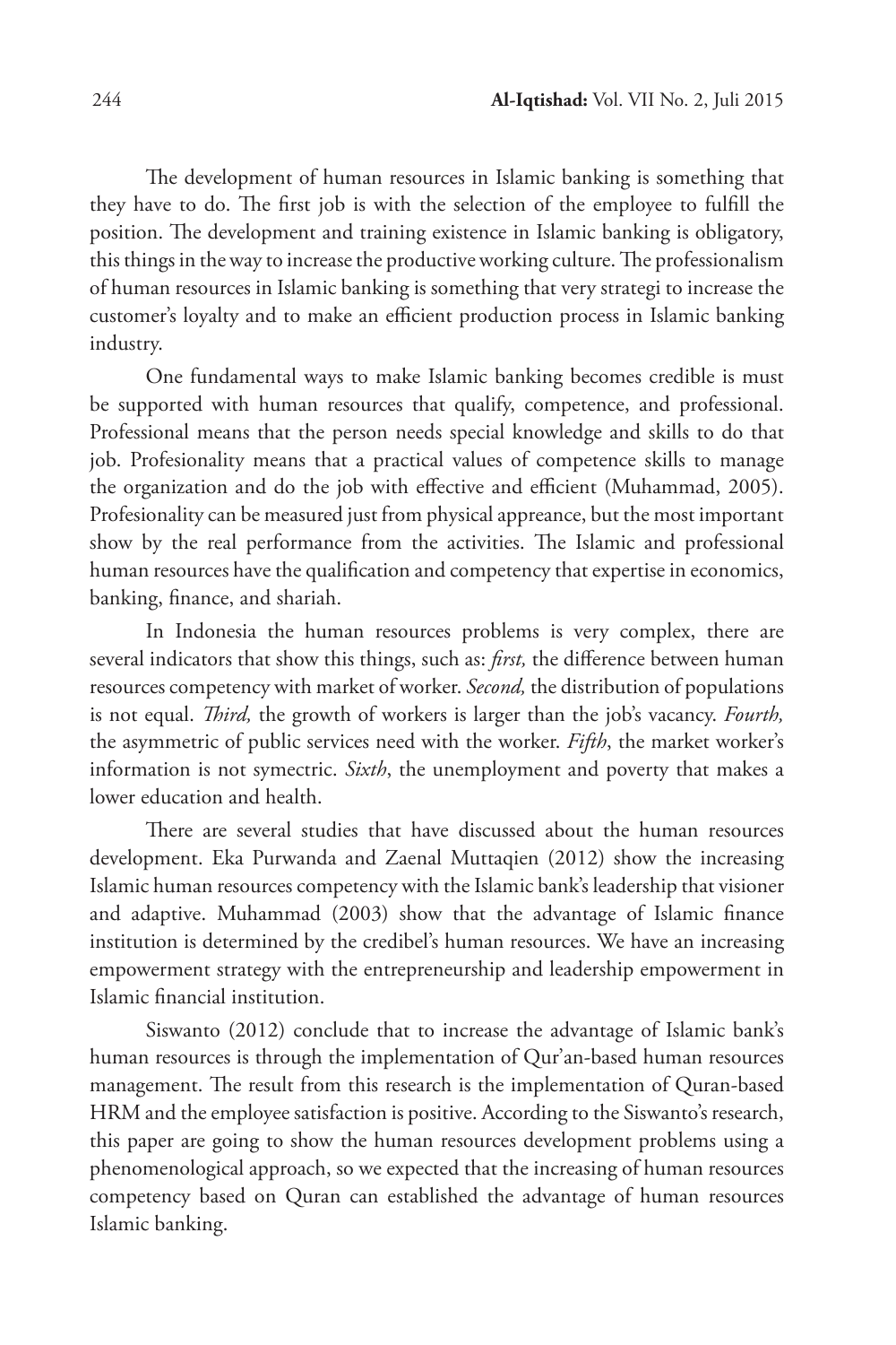The development of human resources in Islamic banking is something that they have to do. The first job is with the selection of the employee to fulfill the position. The development and training existence in Islamic banking is obligatory, this things in the way to increase the productive working culture. The professionalism of human resources in Islamic banking is something that very strategi to increase the customer's loyalty and to make an efficient production process in Islamic banking industry.

One fundamental ways to make Islamic banking becomes credible is must be supported with human resources that qualify, competence, and professional. Professional means that the person needs special knowledge and skills to do that job. Profesionality means that a practical values of competence skills to manage the organization and do the job with effective and efficient (Muhammad, 2005). Profesionality can be measured just from physical appreance, but the most important show by the real performance from the activities. The Islamic and professional human resources have the qualification and competency that expertise in economics, banking, finance, and shariah.

In Indonesia the human resources problems is very complex, there are several indicators that show this things, such as: *first,* the difference between human resources competency with market of worker. *Second,* the distribution of populations is not equal. *Third,* the growth of workers is larger than the job's vacancy. *Fourth,* the asymmetric of public services need with the worker. *Fifth*, the market worker's information is not symectric. *Sixth*, the unemployment and poverty that makes a lower education and health.

There are several studies that have discussed about the human resources development. Eka Purwanda and Zaenal Muttaqien (2012) show the increasing Islamic human resources competency with the Islamic bank's leadership that visioner and adaptive. Muhammad (2003) show that the advantage of Islamic finance institution is determined by the credibel's human resources. We have an increasing empowerment strategy with the entrepreneurship and leadership empowerment in Islamic financial institution.

Siswanto (2012) conclude that to increase the advantage of Islamic bank's human resources is through the implementation of Qur'an-based human resources management. The result from this research is the implementation of Quran-based HRM and the employee satisfaction is positive. According to the Siswanto's research, this paper are going to show the human resources development problems using a phenomenological approach, so we expected that the increasing of human resources competency based on Quran can established the advantage of human resources Islamic banking.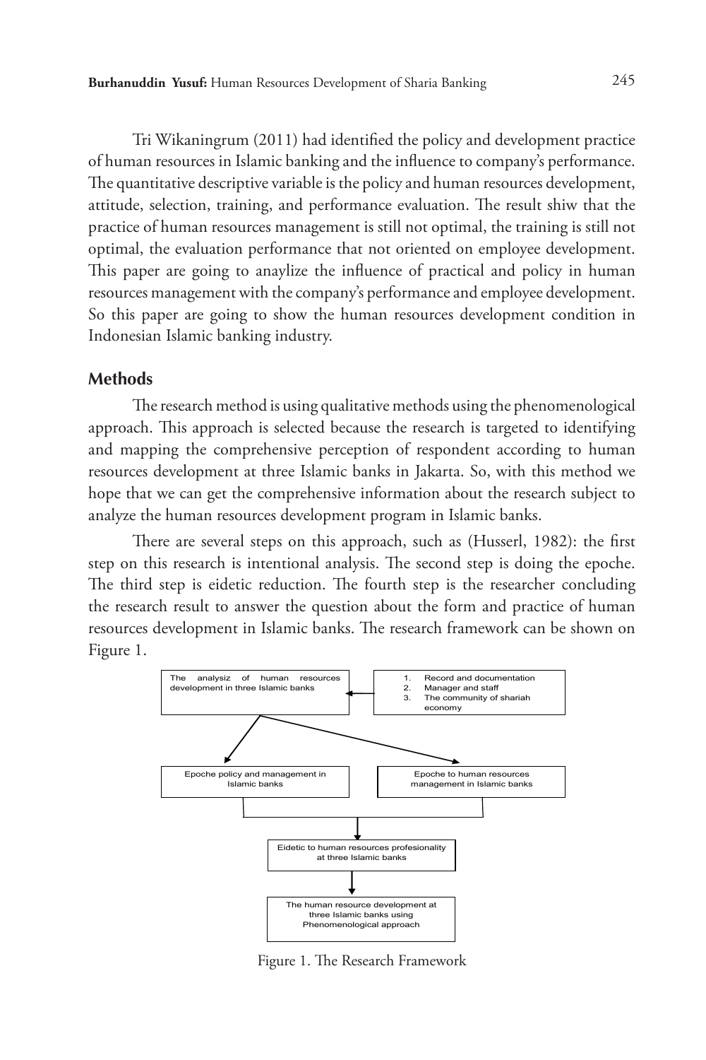Tri Wikaningrum (2011) had identified the policy and development practice of human resources in Islamic banking and the influence to company's performance. The quantitative descriptive variable is the policy and human resources development, attitude, selection, training, and performance evaluation. The result shiw that the practice of human resources management is still not optimal, the training is still not optimal, the evaluation performance that not oriented on employee development. This paper are going to anaylize the influence of practical and policy in human resources management with the company's performance and employee development. So this paper are going to show the human resources development condition in Indonesian Islamic banking industry.

## Methods

The research method is using qualitative methods using the phenomenological approach. This approach is selected because the research is targeted to identifying and mapping the comprehensive perception of respondent according to human resources development at three Islamic banks in Jakarta. So, with this method we hope that we can get the comprehensive information about the research subject to analyze the human resources development program in Islamic banks.

There are several steps on this approach, such as (Husserl, 1982): the first step on this research is intentional analysis. The second step is doing the epoche. The third step is eidetic reduction. The fourth step is the researcher concluding the research result to answer the question about the form and practice of human resources development in Islamic banks. The research framework can be shown on Figure 1.

The analysiz of human resources development in three Islamic banks

1. Record and documentation
2. Manager and staff
3. The community of shariah economy

Epoche policy and management in Islamic banks

Epoche to human resources management in Islamic banks

Eidetic to human resources profesionality at three Islamic banks

The human resource development at three Islamic banks using Phenomenological approach

Figure 1. The Research Framework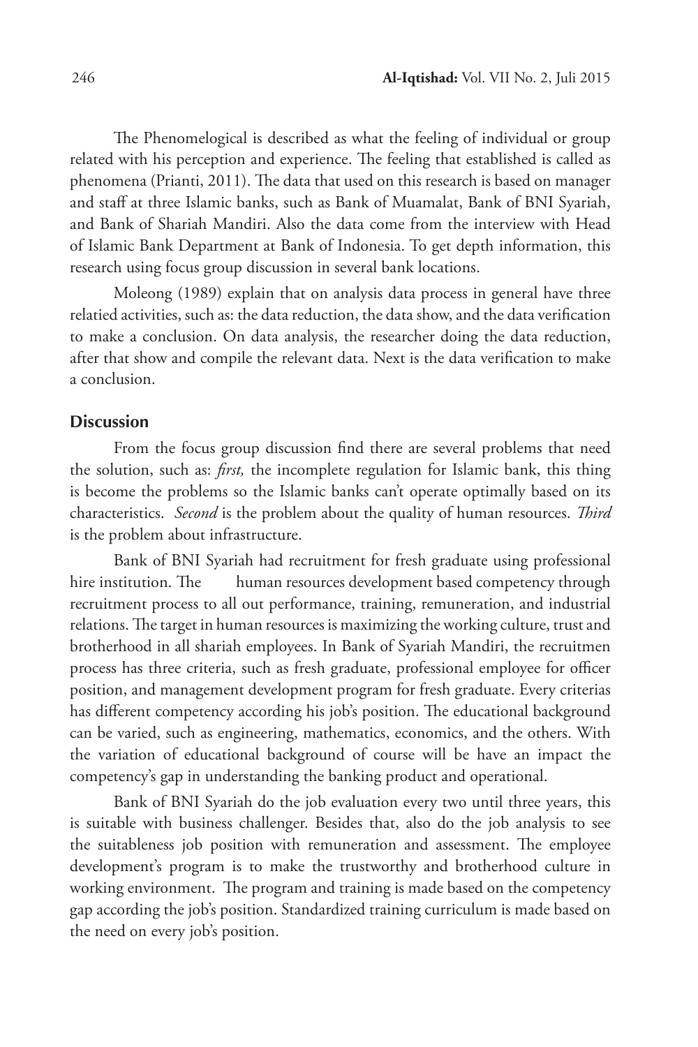The Phenomelogical is described as what the feeling of individual or group related with his perception and experience. The feeling that established is called as phenomena (Prianti, 2011). The data that used on this research is based on manager and staff at three Islamic banks, such as Bank of Muamalat, Bank of BNI Syariah, and Bank of Shariah Mandiri. Also the data come from the interview with Head of Islamic Bank Department at Bank of Indonesia. To get depth information, this research using focus group discussion in several bank locations.

Moleong (1989) explain that on analysis data process in general have three relatied activities, such as: the data reduction, the data show, and the data verification to make a conclusion. On data analysis, the researcher doing the data reduction, after that show and compile the relevant data. Next is the data verification to make a conclusion.

## Discussion

From the focus group discussion find there are several problems that need the solution, such as: *first,* the incomplete regulation for Islamic bank, this thing is become the problems so the Islamic banks can't operate optimally based on its characteristics. *Second* is the problem about the quality of human resources. *Third* is the problem about infrastructure.

Bank of BNI Syariah had recruitment for fresh graduate using professional hire institution. The human resources development based competency through recruitment process to all out performance, training, remuneration, and industrial relations. The target in human resources is maximizing the working culture, trust and brotherhood in all shariah employees. In Bank of Syariah Mandiri, the recruitmen process has three criteria, such as fresh graduate, professional employee for officer position, and management development program for fresh graduate. Every criterias has different competency according his job's position. The educational background can be varied, such as engineering, mathematics, economics, and the others. With the variation of educational background of course will be have an impact the competency's gap in understanding the banking product and operational.

Bank of BNI Syariah do the job evaluation every two until three years, this is suitable with business challenger. Besides that, also do the job analysis to see the suitableness job position with remuneration and assessment. The employee development's program is to make the trustworthy and brotherhood culture in working environment. The program and training is made based on the competency gap according the job's position. Standardized training curriculum is made based on the need on every job's position.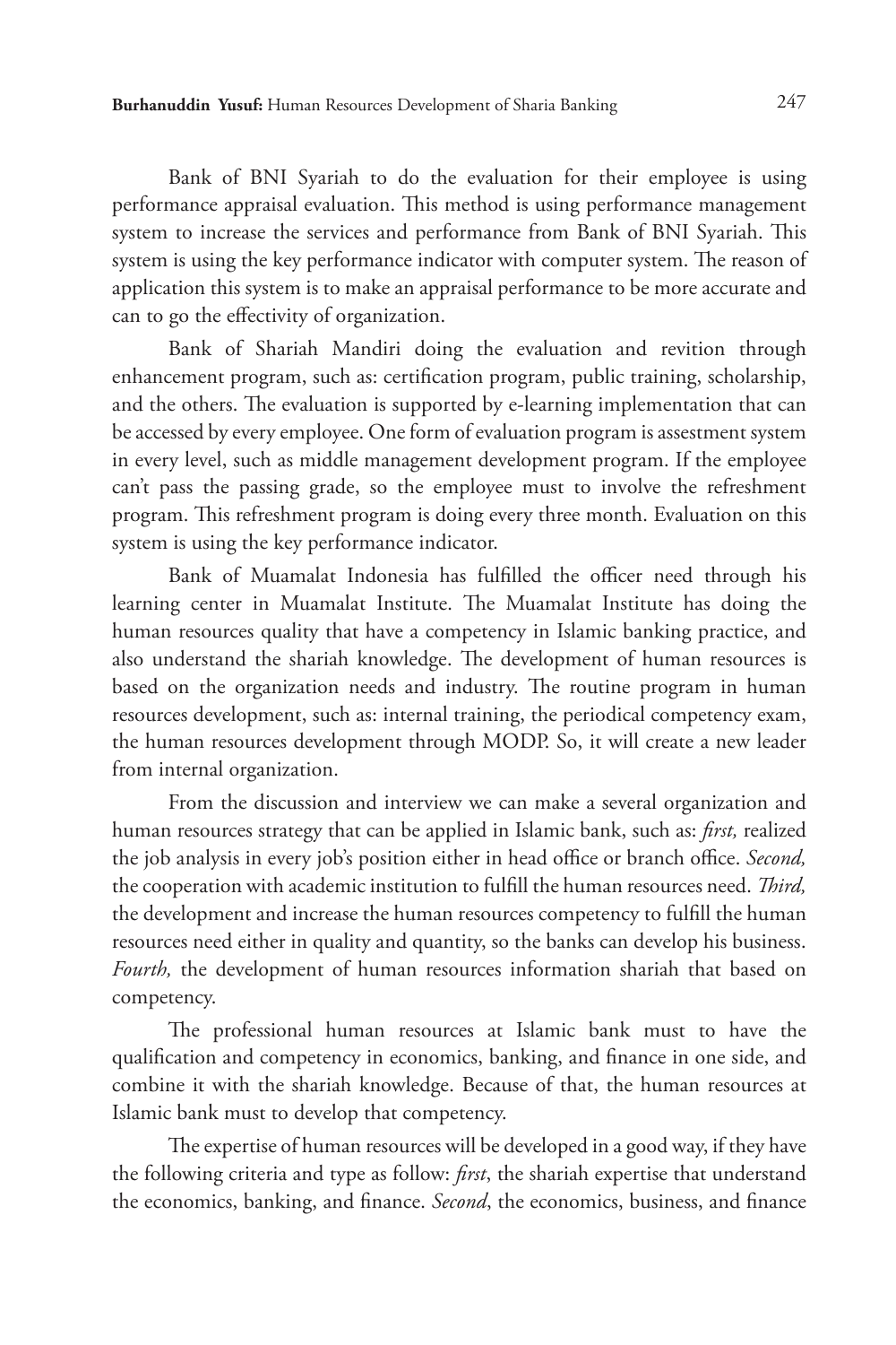Bank of BNI Syariah to do the evaluation for their employee is using performance appraisal evaluation. This method is using performance management system to increase the services and performance from Bank of BNI Syariah. This system is using the key performance indicator with computer system. The reason of application this system is to make an appraisal performance to be more accurate and can to go the effectivity of organization.

Bank of Shariah Mandiri doing the evaluation and revition through enhancement program, such as: certification program, public training, scholarship, and the others. The evaluation is supported by e-learning implementation that can be accessed by every employee. One form of evaluation program is assestment system in every level, such as middle management development program. If the employee can't pass the passing grade, so the employee must to involve the refreshment program. This refreshment program is doing every three month. Evaluation on this system is using the key performance indicator.

Bank of Muamalat Indonesia has fulfilled the officer need through his learning center in Muamalat Institute. The Muamalat Institute has doing the human resources quality that have a competency in Islamic banking practice, and also understand the shariah knowledge. The development of human resources is based on the organization needs and industry. The routine program in human resources development, such as: internal training, the periodical competency exam, the human resources development through MODP. So, it will create a new leader from internal organization.

From the discussion and interview we can make a several organization and human resources strategy that can be applied in Islamic bank, such as: *first,* realized the job analysis in every job's position either in head office or branch office. *Second,* the cooperation with academic institution to fulfill the human resources need. *Third,* the development and increase the human resources competency to fulfill the human resources need either in quality and quantity, so the banks can develop his business. *Fourth,* the development of human resources information shariah that based on competency.

The professional human resources at Islamic bank must to have the qualification and competency in economics, banking, and finance in one side, and combine it with the shariah knowledge. Because of that, the human resources at Islamic bank must to develop that competency.

The expertise of human resources will be developed in a good way, if they have the following criteria and type as follow: *first,* the shariah expertise that understand the economics, banking, and finance. *Second*, the economics, business, and finance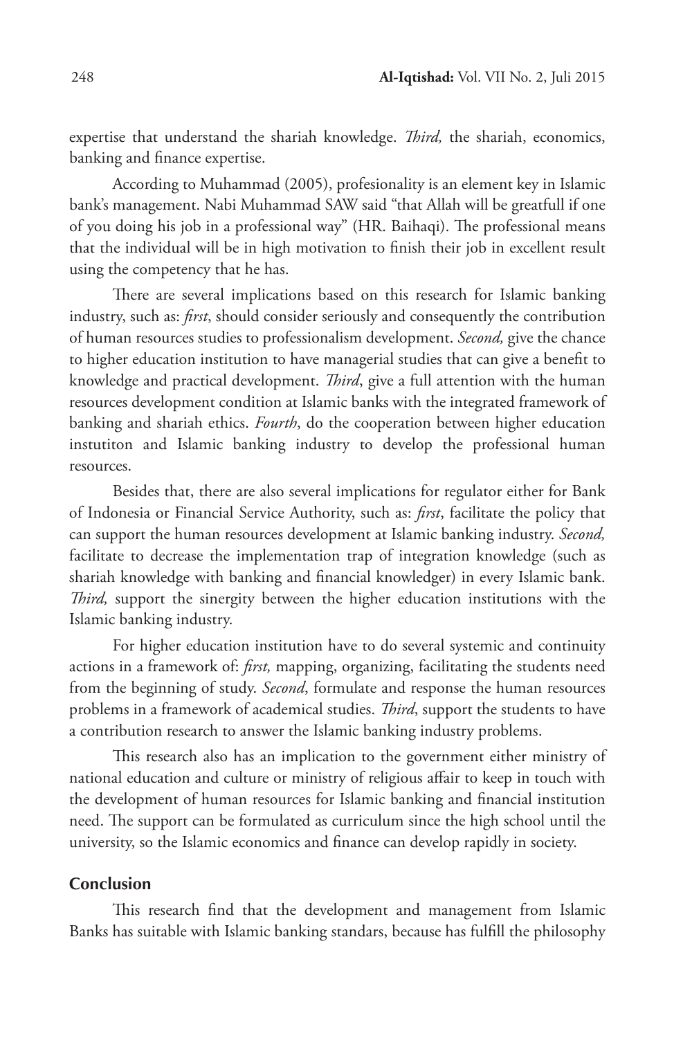expertise that understand the shariah knowledge. *Third,* the shariah, economics, banking and finance expertise.

According to Muhammad (2005), profesionality is an element key in Islamic bank's management. Nabi Muhammad SAW said "that Allah will be greatfull if one of you doing his job in a professional way" (HR. Baihaqi). The professional means that the individual will be in high motivation to finish their job in excellent result using the competency that he has.

There are several implications based on this research for Islamic banking industry, such as: *first*, should consider seriously and consequently the contribution of human resources studies to professionalism development. *Second,* give the chance to higher education institution to have managerial studies that can give a benefit to knowledge and practical development. *Third*, give a full attention with the human resources development condition at Islamic banks with the integrated framework of banking and shariah ethics. *Fourth*, do the cooperation between higher education instutiton and Islamic banking industry to develop the professional human resources.

Besides that, there are also several implications for regulator either for Bank of Indonesia or Financial Service Authority, such as: *first*, facilitate the policy that can support the human resources development at Islamic banking industry. *Second,* facilitate to decrease the implementation trap of integration knowledge (such as shariah knowledge with banking and financial knowledger) in every Islamic bank. *Third,* support the sinergity between the higher education institutions with the Islamic banking industry.

For higher education institution have to do several systemic and continuity actions in a framework of: *first,* mapping, organizing, facilitating the students need from the beginning of study. *Second*, formulate and response the human resources problems in a framework of academical studies. *Third*, support the students to have a contribution research to answer the Islamic banking industry problems.

This research also has an implication to the government either ministry of national education and culture or ministry of religious affair to keep in touch with the development of human resources for Islamic banking and financial institution need. The support can be formulated as curriculum since the high school until the university, so the Islamic economics and finance can develop rapidly in society.

## Conclusion

This research find that the development and management from Islamic Banks has suitable with Islamic banking standars, because has fulfill the philosophy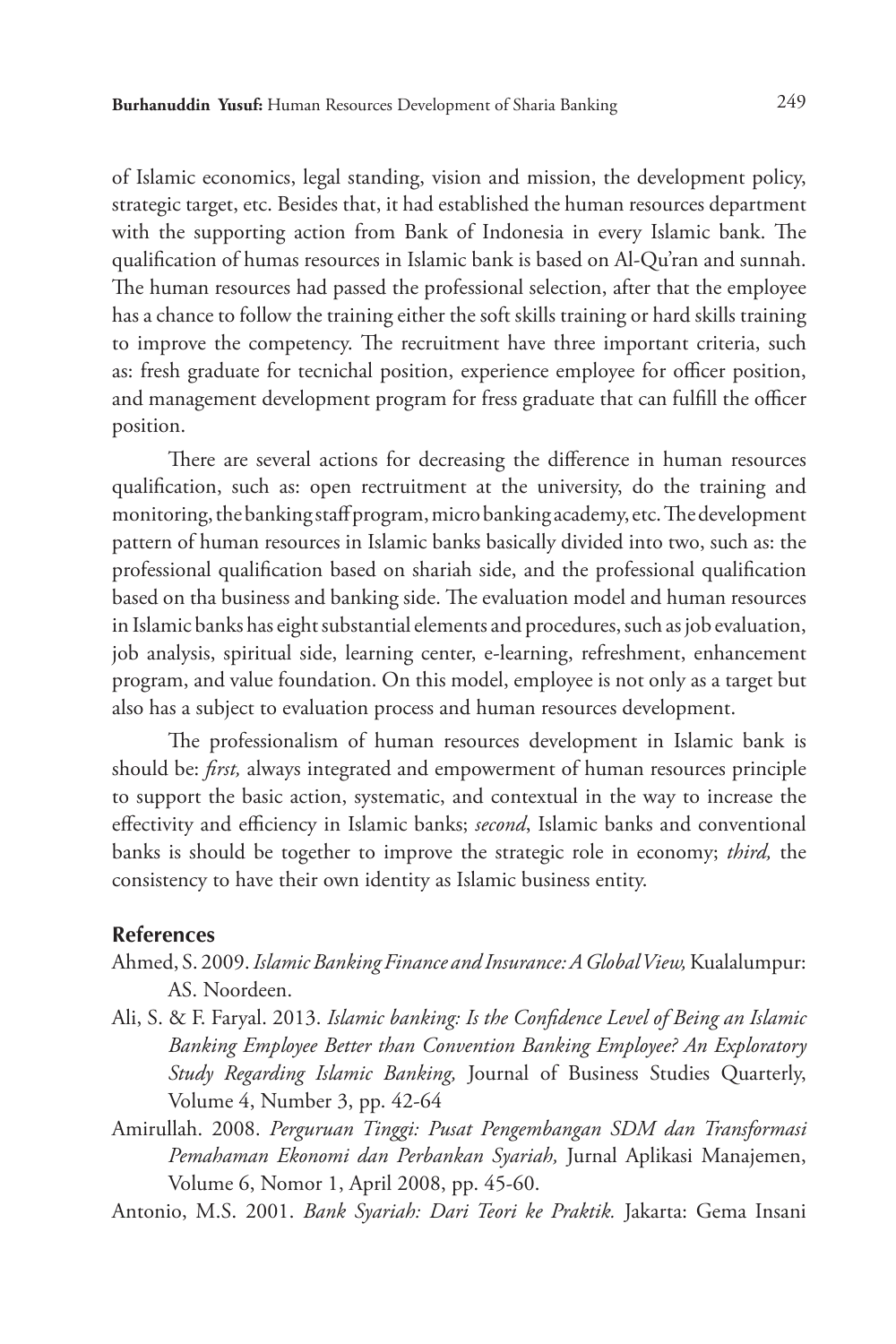of Islamic economics, legal standing, vision and mission, the development policy, strategic target, etc. Besides that, it had established the human resources department with the supporting action from Bank of Indonesia in every Islamic bank. The qualification of humas resources in Islamic bank is based on Al-Qu'ran and sunnah. The human resources had passed the professional selection, after that the employee has a chance to follow the training either the soft skills training or hard skills training to improve the competency. The recruitment have three important criteria, such as: fresh graduate for tecnichal position, experience employee for officer position, and management development program for fress graduate that can fulfill the officer position.

There are several actions for decreasing the difference in human resources qualification, such as: open rectruitment at the university, do the training and monitoring, the banking staff program, micro banking academy, etc. The development pattern of human resources in Islamic banks basically divided into two, such as: the professional qualification based on shariah side, and the professional qualification based on tha business and banking side. The evaluation model and human resources in Islamic banks has eight substantial elements and procedures, such as job evaluation, job analysis, spiritual side, learning center, e-learning, refreshment, enhancement program, and value foundation. On this model, employee is not only as a target but also has a subject to evaluation process and human resources development.

The professionalism of human resources development in Islamic bank is should be: *first,* always integrated and empowerment of human resources principle to support the basic action, systematic, and contextual in the way to increase the effectivity and efficiency in Islamic banks; *second*, Islamic banks and conventional banks is should be together to improve the strategic role in economy; *third,* the consistency to have their own identity as Islamic business entity.

## References

Ahmed, S. 2009. *Islamic Banking Finance and Insurance: A Global View,* Kualalumpur: AS. Noordeen.

Ali, S. & F. Faryal. 2013. *Islamic banking: Is the Confidence Level of Being an Islamic Banking Employee Better than Convention Banking Employee? An Exploratory Study Regarding Islamic Banking,* Journal of Business Studies Quarterly, Volume 4, Number 3, pp. 42-64

Amirullah. 2008. *Perguruan Tinggi: Pusat Pengembangan SDM dan Transformasi Pemahaman Ekonomi dan Perbankan Syariah,* Jurnal Aplikasi Manajemen, Volume 6, Nomor 1, April 2008, pp. 45-60.

Antonio, M.S. 2001. *Bank Syariah: Dari Teori ke Praktik.* Jakarta: Gema Insani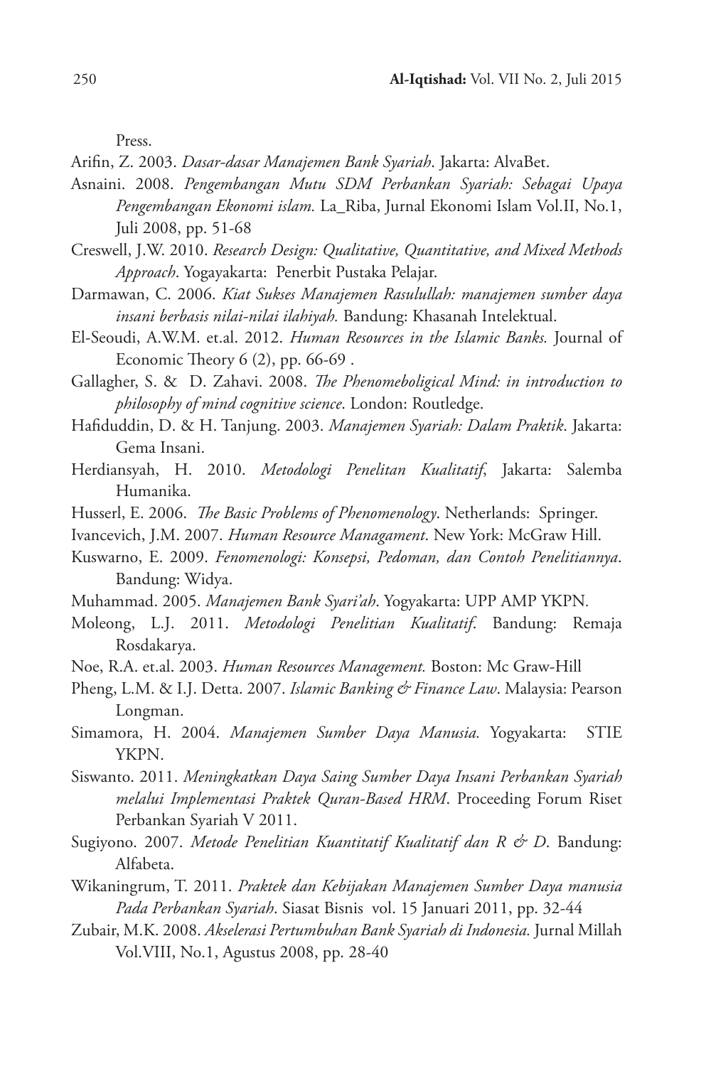Press.

Arifin, Z. 2003. *Dasar-dasar Manajemen Bank Syariah*. Jakarta: AlvaBet.

Asnaini. 2008. *Pengembangan Mutu SDM Perbankan Syariah: Sebagai Upaya Pengembangan Ekonomi islam.* La_Riba, Jurnal Ekonomi Islam Vol.II, No.1, Juli 2008, pp. 51-68

Creswell, J.W. 2010. *Research Design: Qualitative, Quantitative, and Mixed Methods Approach*. Yogayakarta: Penerbit Pustaka Pelajar.

Darmawan, C. 2006. *Kiat Sukses Manajemen Rasulullah: manajemen sumber daya insani berbasis nilai-nilai ilahiyah.* Bandung: Khasanah Intelektual.

El-Seoudi, A.W.M. et.al. 2012. *Human Resources in the Islamic Banks.* Journal of Economic Theory 6 (2), pp. 66-69 .

Gallagher, S. & D. Zahavi. 2008. *The Phenomeboligical Mind: in introduction to philosophy of mind cognitive science*. London: Routledge.

Hafiduddin, D. & H. Tanjung. 2003. *Manajemen Syariah: Dalam Praktik*. Jakarta: Gema Insani.

Herdiansyah, H. 2010. *Metodologi Penelitan Kualitatif*, Jakarta: Salemba Humanika.

Husserl, E. 2006. *The Basic Problems of Phenomenology*. Netherlands: Springer.

Ivancevich, J.M. 2007. *Human Resource Managament*. New York: McGraw Hill.

Kuswarno, E. 2009. *Fenomenologi: Konsepsi, Pedoman, dan Contoh Penelitiannya*. Bandung: Widya.

Muhammad. 2005. *Manajemen Bank Syari'ah*. Yogyakarta: UPP AMP YKPN.

Moleong, L.J. 2011. *Metodologi Penelitian Kualitatif*. Bandung: Remaja Rosdakarya.

Noe, R.A. et.al. 2003. *Human Resources Management.* Boston: Mc Graw-Hill

Pheng, L.M. & I.J. Detta. 2007. *Islamic Banking & Finance Law*. Malaysia: Pearson Longman.

Simamora, H. 2004. *Manajemen Sumber Daya Manusia.* Yogyakarta: STIE YKPN.

Siswanto. 2011. *Meningkatkan Daya Saing Sumber Daya Insani Perbankan Syariah melalui Implementasi Praktek Quran-Based HRM*. Proceeding Forum Riset Perbankan Syariah V 2011.

Sugiyono. 2007. *Metode Penelitian Kuantitatif Kualitatif dan R & D*. Bandung: Alfabeta.

Wikaningrum, T. 2011. *Praktek dan Kebijakan Manajemen Sumber Daya manusia Pada Perbankan Syariah*. Siasat Bisnis vol. 15 Januari 2011, pp. 32-44

Zubair, M.K. 2008. *Akselerasi Pertumbuhan Bank Syariah di Indonesia.* Jurnal Millah Vol.VIII, No.1, Agustus 2008, pp. 28-40